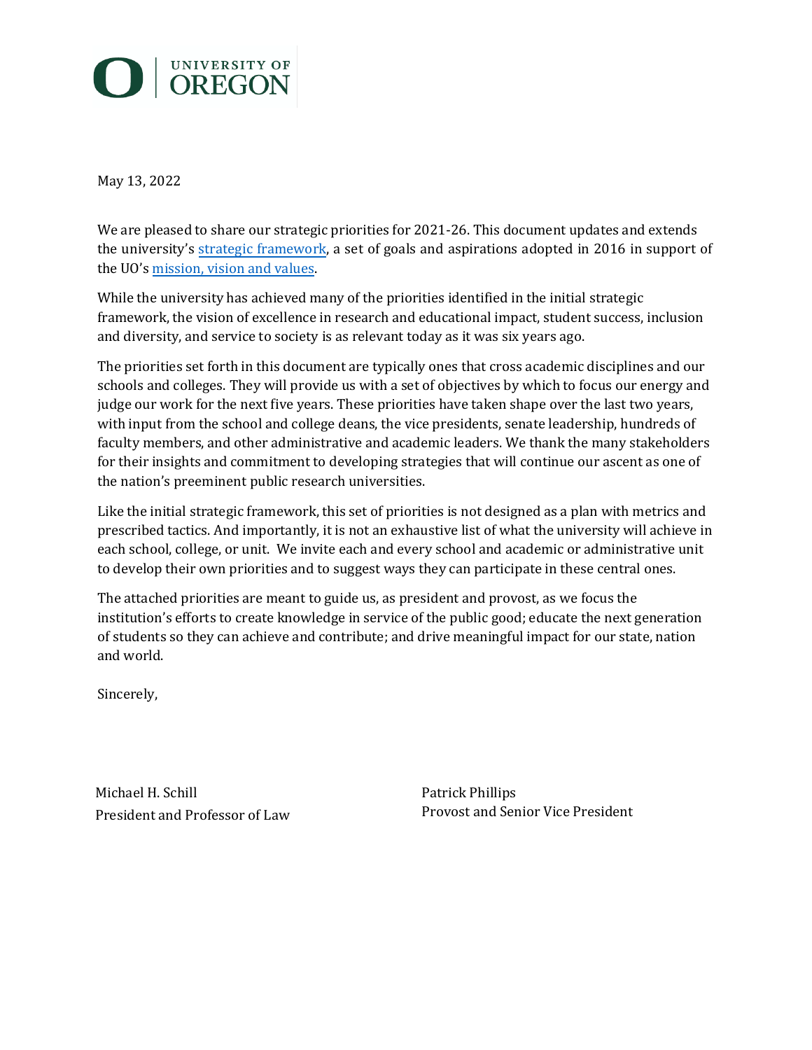UNIVERSITY OF OREGON

May 13, 2022

We are pleased to share our strategic priorities for 2021-26. This document updates and extends the university's strategic framework, a set of goals and aspirations adopted in 2016 in support of the UO's mission, vision and values.

While the university has achieved many of the priorities identified in the initial strategic framework, the vision of excellence in research and educational impact, student success, inclusion and diversity, and service to society is as relevant today as it was six years ago.

The priorities set forth in this document are typically ones that cross academic disciplines and our schools and colleges. They will provide us with a set of objectives by which to focus our energy and judge our work for the next five years. These priorities have taken shape over the last two years, with input from the school and college deans, the vice presidents, senate leadership, hundreds of faculty members, and other administrative and academic leaders. We thank the many stakeholders for their insights and commitment to developing strategies that will continue our ascent as one of the nation's preeminent public research universities.

Like the initial strategic framework, this set of priorities is not designed as a plan with metrics and prescribed tactics. And importantly, it is not an exhaustive list of what the university will achieve in each school, college, or unit. We invite each and every school and academic or administrative unit to develop their own priorities and to suggest ways they can participate in these central ones.

The attached priorities are meant to guide us, as president and provost, as we focus the institution's efforts to create knowledge in service of the public good; educate the next generation of students so they can achieve and contribute; and drive meaningful impact for our state, nation and world.

Sincerely,

Michael H. Schill
President and Professor of Law

Patrick Phillips
Provost and Senior Vice President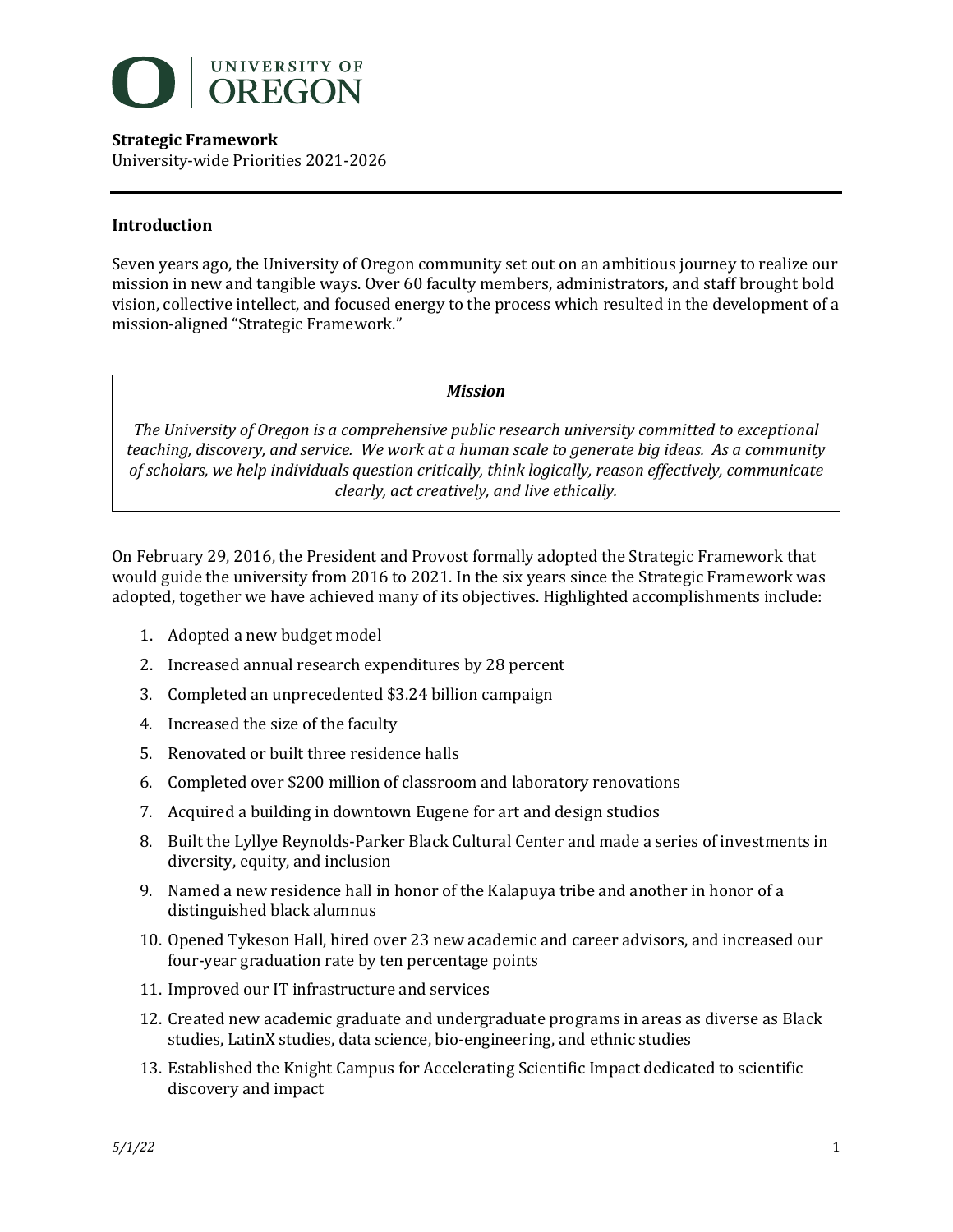**Strategic Framework**
University-wide Priorities 2021-2026

## Introduction

Seven years ago, the University of Oregon community set out on an ambitious journey to realize our mission in new and tangible ways. Over 60 faculty members, administrators, and staff brought bold vision, collective intellect, and focused energy to the process which resulted in the development of a mission-aligned "Strategic Framework."

> ***Mission***
>
> *The University of Oregon is a comprehensive public research university committed to exceptional teaching, discovery, and service. We work at a human scale to generate big ideas. As a community of scholars, we help individuals question critically, think logically, reason effectively, communicate clearly, act creatively, and live ethically.*

On February 29, 2016, the President and Provost formally adopted the Strategic Framework that would guide the university from 2016 to 2021. In the six years since the Strategic Framework was adopted, together we have achieved many of its objectives. Highlighted accomplishments include:

1. Adopted a new budget model
2. Increased annual research expenditures by 28 percent
3. Completed an unprecedented $3.24 billion campaign
4. Increased the size of the faculty
5. Renovated or built three residence halls
6. Completed over $200 million of classroom and laboratory renovations
7. Acquired a building in downtown Eugene for art and design studios
8. Built the Lyllye Reynolds-Parker Black Cultural Center and made a series of investments in diversity, equity, and inclusion
9. Named a new residence hall in honor of the Kalapuya tribe and another in honor of a distinguished black alumnus
10. Opened Tykeson Hall, hired over 23 new academic and career advisors, and increased our four-year graduation rate by ten percentage points
11. Improved our IT infrastructure and services
12. Created new academic graduate and undergraduate programs in areas as diverse as Black studies, LatinX studies, data science, bio-engineering, and ethnic studies
13. Established the Knight Campus for Accelerating Scientific Impact dedicated to scientific discovery and impact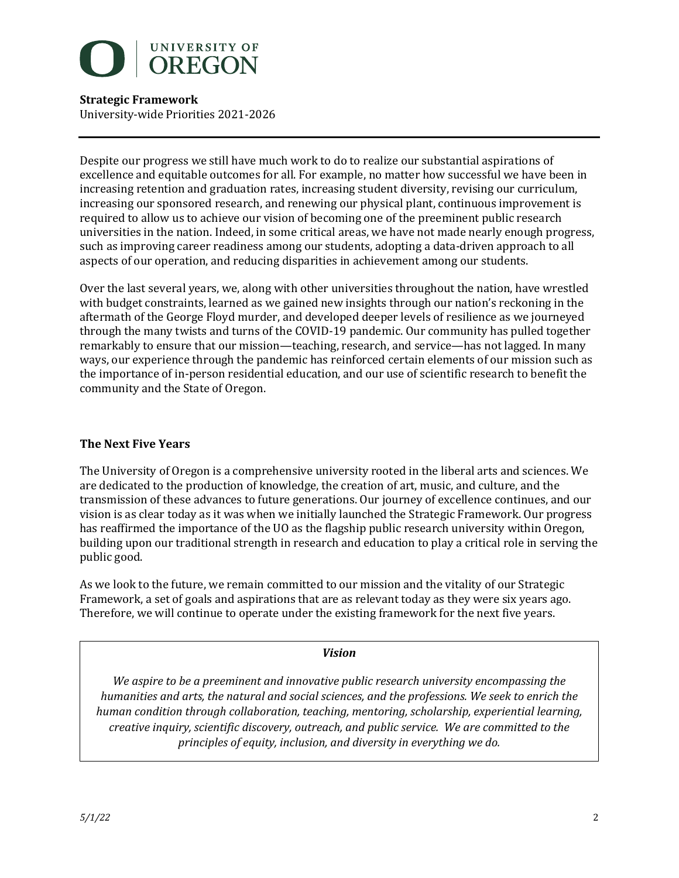Despite our progress we still have much work to do to realize our substantial aspirations of excellence and equitable outcomes for all. For example, no matter how successful we have been in increasing retention and graduation rates, increasing student diversity, revising our curriculum, increasing our sponsored research, and renewing our physical plant, continuous improvement is required to allow us to achieve our vision of becoming one of the preeminent public research universities in the nation. Indeed, in some critical areas, we have not made nearly enough progress, such as improving career readiness among our students, adopting a data-driven approach to all aspects of our operation, and reducing disparities in achievement among our students.

Over the last several years, we, along with other universities throughout the nation, have wrestled with budget constraints, learned as we gained new insights through our nation's reckoning in the aftermath of the George Floyd murder, and developed deeper levels of resilience as we journeyed through the many twists and turns of the COVID-19 pandemic. Our community has pulled together remarkably to ensure that our mission—teaching, research, and service—has not lagged. In many ways, our experience through the pandemic has reinforced certain elements of our mission such as the importance of in-person residential education, and our use of scientific research to benefit the community and the State of Oregon.

## The Next Five Years

The University of Oregon is a comprehensive university rooted in the liberal arts and sciences. We are dedicated to the production of knowledge, the creation of art, music, and culture, and the transmission of these advances to future generations. Our journey of excellence continues, and our vision is as clear today as it was when we initially launched the Strategic Framework. Our progress has reaffirmed the importance of the UO as the flagship public research university within Oregon, building upon our traditional strength in research and education to play a critical role in serving the public good.

As we look to the future, we remain committed to our mission and the vitality of our Strategic Framework, a set of goals and aspirations that are as relevant today as they were six years ago. Therefore, we will continue to operate under the existing framework for the next five years.

***Vision***

*We aspire to be a preeminent and innovative public research university encompassing the humanities and arts, the natural and social sciences, and the professions. We seek to enrich the human condition through collaboration, teaching, mentoring, scholarship, experiential learning, creative inquiry, scientific discovery, outreach, and public service. We are committed to the principles of equity, inclusion, and diversity in everything we do.*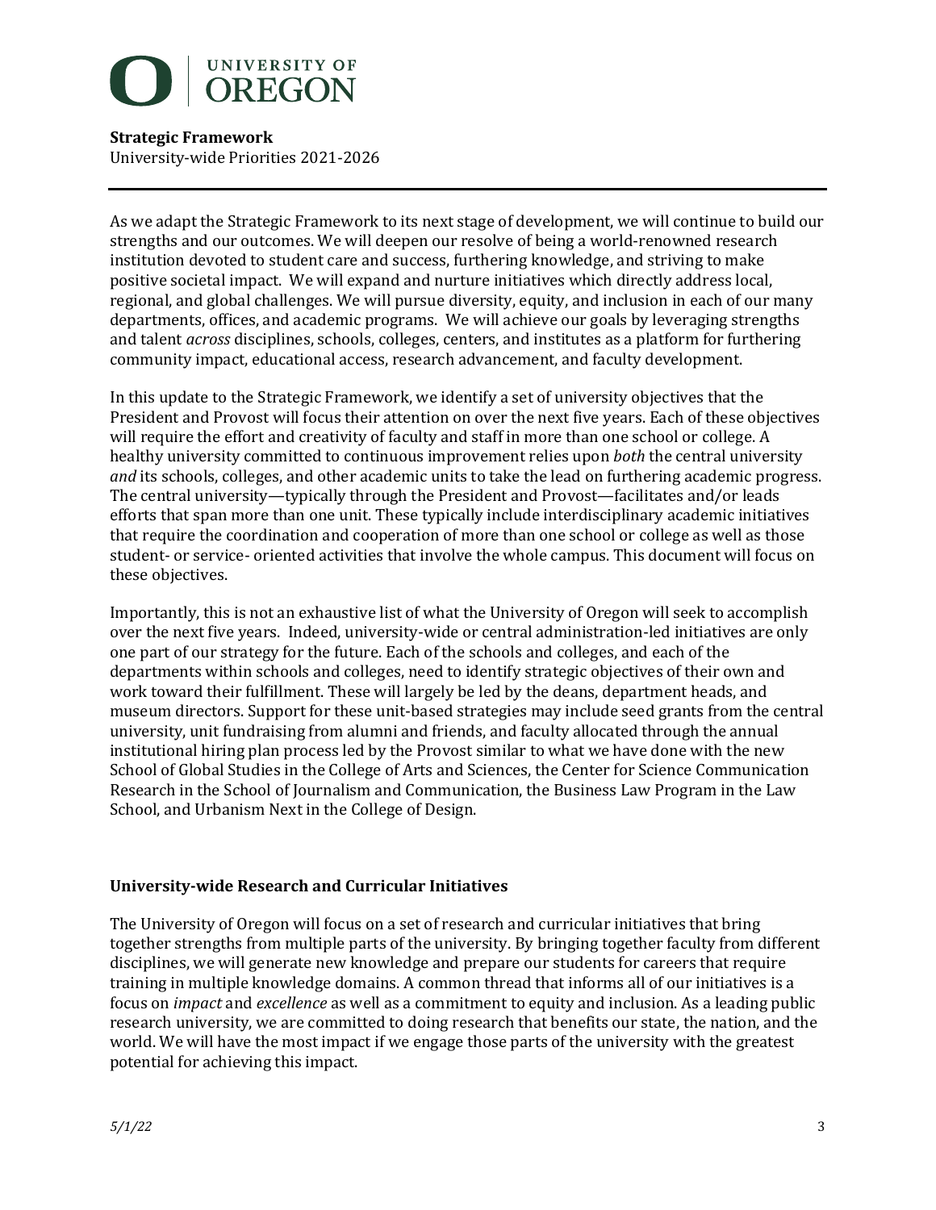**Strategic Framework**
University-wide Priorities 2021-2026

As we adapt the Strategic Framework to its next stage of development, we will continue to build our strengths and our outcomes. We will deepen our resolve of being a world-renowned research institution devoted to student care and success, furthering knowledge, and striving to make positive societal impact. We will expand and nurture initiatives which directly address local, regional, and global challenges. We will pursue diversity, equity, and inclusion in each of our many departments, offices, and academic programs. We will achieve our goals by leveraging strengths and talent *across* disciplines, schools, colleges, centers, and institutes as a platform for furthering community impact, educational access, research advancement, and faculty development.

In this update to the Strategic Framework, we identify a set of university objectives that the President and Provost will focus their attention on over the next five years. Each of these objectives will require the effort and creativity of faculty and staff in more than one school or college. A healthy university committed to continuous improvement relies upon *both* the central university *and* its schools, colleges, and other academic units to take the lead on furthering academic progress. The central university—typically through the President and Provost—facilitates and/or leads efforts that span more than one unit. These typically include interdisciplinary academic initiatives that require the coordination and cooperation of more than one school or college as well as those student- or service- oriented activities that involve the whole campus. This document will focus on these objectives.

Importantly, this is not an exhaustive list of what the University of Oregon will seek to accomplish over the next five years. Indeed, university-wide or central administration-led initiatives are only one part of our strategy for the future. Each of the schools and colleges, and each of the departments within schools and colleges, need to identify strategic objectives of their own and work toward their fulfillment. These will largely be led by the deans, department heads, and museum directors. Support for these unit-based strategies may include seed grants from the central university, unit fundraising from alumni and friends, and faculty allocated through the annual institutional hiring plan process led by the Provost similar to what we have done with the new School of Global Studies in the College of Arts and Sciences, the Center for Science Communication Research in the School of Journalism and Communication, the Business Law Program in the Law School, and Urbanism Next in the College of Design.

## University-wide Research and Curricular Initiatives

The University of Oregon will focus on a set of research and curricular initiatives that bring together strengths from multiple parts of the university. By bringing together faculty from different disciplines, we will generate new knowledge and prepare our students for careers that require training in multiple knowledge domains. A common thread that informs all of our initiatives is a focus on *impact* and *excellence* as well as a commitment to equity and inclusion. As a leading public research university, we are committed to doing research that benefits our state, the nation, and the world. We will have the most impact if we engage those parts of the university with the greatest potential for achieving this impact.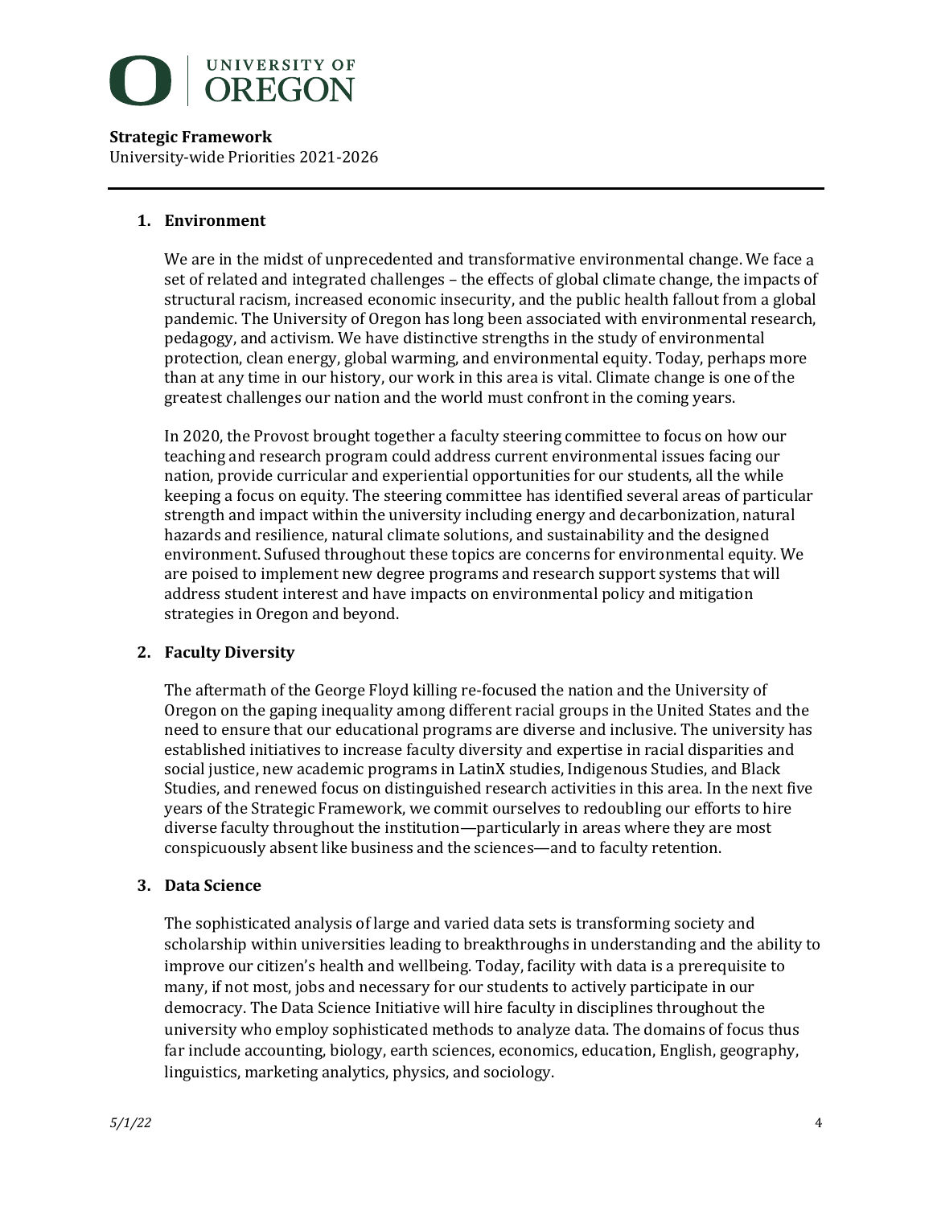**Strategic Framework**
University-wide Priorities 2021-2026

1. **Environment**

   We are in the midst of unprecedented and transformative environmental change. We face a set of related and integrated challenges – the effects of global climate change, the impacts of structural racism, increased economic insecurity, and the public health fallout from a global pandemic. The University of Oregon has long been associated with environmental research, pedagogy, and activism. We have distinctive strengths in the study of environmental protection, clean energy, global warming, and environmental equity. Today, perhaps more than at any time in our history, our work in this area is vital. Climate change is one of the greatest challenges our nation and the world must confront in the coming years.

   In 2020, the Provost brought together a faculty steering committee to focus on how our teaching and research program could address current environmental issues facing our nation, provide curricular and experiential opportunities for our students, all the while keeping a focus on equity. The steering committee has identified several areas of particular strength and impact within the university including energy and decarbonization, natural hazards and resilience, natural climate solutions, and sustainability and the designed environment. Sufused throughout these topics are concerns for environmental equity. We are poised to implement new degree programs and research support systems that will address student interest and have impacts on environmental policy and mitigation strategies in Oregon and beyond.

2. **Faculty Diversity**

   The aftermath of the George Floyd killing re-focused the nation and the University of Oregon on the gaping inequality among different racial groups in the United States and the need to ensure that our educational programs are diverse and inclusive. The university has established initiatives to increase faculty diversity and expertise in racial disparities and social justice, new academic programs in LatinX studies, Indigenous Studies, and Black Studies, and renewed focus on distinguished research activities in this area. In the next five years of the Strategic Framework, we commit ourselves to redoubling our efforts to hire diverse faculty throughout the institution—particularly in areas where they are most conspicuously absent like business and the sciences—and to faculty retention.

3. **Data Science**

   The sophisticated analysis of large and varied data sets is transforming society and scholarship within universities leading to breakthroughs in understanding and the ability to improve our citizen's health and wellbeing. Today, facility with data is a prerequisite to many, if not most, jobs and necessary for our students to actively participate in our democracy. The Data Science Initiative will hire faculty in disciplines throughout the university who employ sophisticated methods to analyze data. The domains of focus thus far include accounting, biology, earth sciences, economics, education, English, geography, linguistics, marketing analytics, physics, and sociology.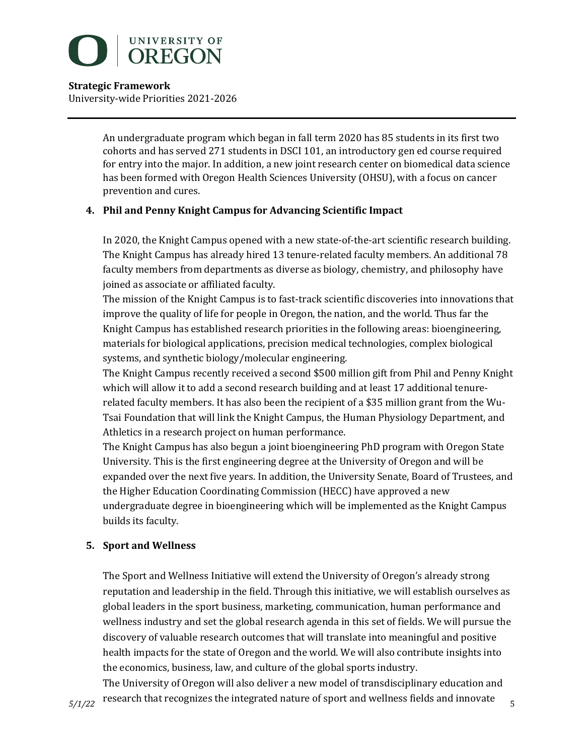An undergraduate program which began in fall term 2020 has 85 students in its first two cohorts and has served 271 students in DSCI 101, an introductory gen ed course required for entry into the major. In addition, a new joint research center on biomedical data science has been formed with Oregon Health Sciences University (OHSU), with a focus on cancer prevention and cures.

**4. Phil and Penny Knight Campus for Advancing Scientific Impact**

In 2020, the Knight Campus opened with a new state-of-the-art scientific research building. The Knight Campus has already hired 13 tenure-related faculty members. An additional 78 faculty members from departments as diverse as biology, chemistry, and philosophy have joined as associate or affiliated faculty.

The mission of the Knight Campus is to fast-track scientific discoveries into innovations that improve the quality of life for people in Oregon, the nation, and the world. Thus far the Knight Campus has established research priorities in the following areas: bioengineering, materials for biological applications, precision medical technologies, complex biological systems, and synthetic biology/molecular engineering.

The Knight Campus recently received a second $500 million gift from Phil and Penny Knight which will allow it to add a second research building and at least 17 additional tenure-related faculty members. It has also been the recipient of a $35 million grant from the Wu-Tsai Foundation that will link the Knight Campus, the Human Physiology Department, and Athletics in a research project on human performance.

The Knight Campus has also begun a joint bioengineering PhD program with Oregon State University. This is the first engineering degree at the University of Oregon and will be expanded over the next five years. In addition, the University Senate, Board of Trustees, and the Higher Education Coordinating Commission (HECC) have approved a new undergraduate degree in bioengineering which will be implemented as the Knight Campus builds its faculty.

**5. Sport and Wellness**

The Sport and Wellness Initiative will extend the University of Oregon's already strong reputation and leadership in the field. Through this initiative, we will establish ourselves as global leaders in the sport business, marketing, communication, human performance and wellness industry and set the global research agenda in this set of fields. We will pursue the discovery of valuable research outcomes that will translate into meaningful and positive health impacts for the state of Oregon and the world. We will also contribute insights into the economics, business, law, and culture of the global sports industry.

The University of Oregon will also deliver a new model of transdisciplinary education and research that recognizes the integrated nature of sport and wellness fields and innovate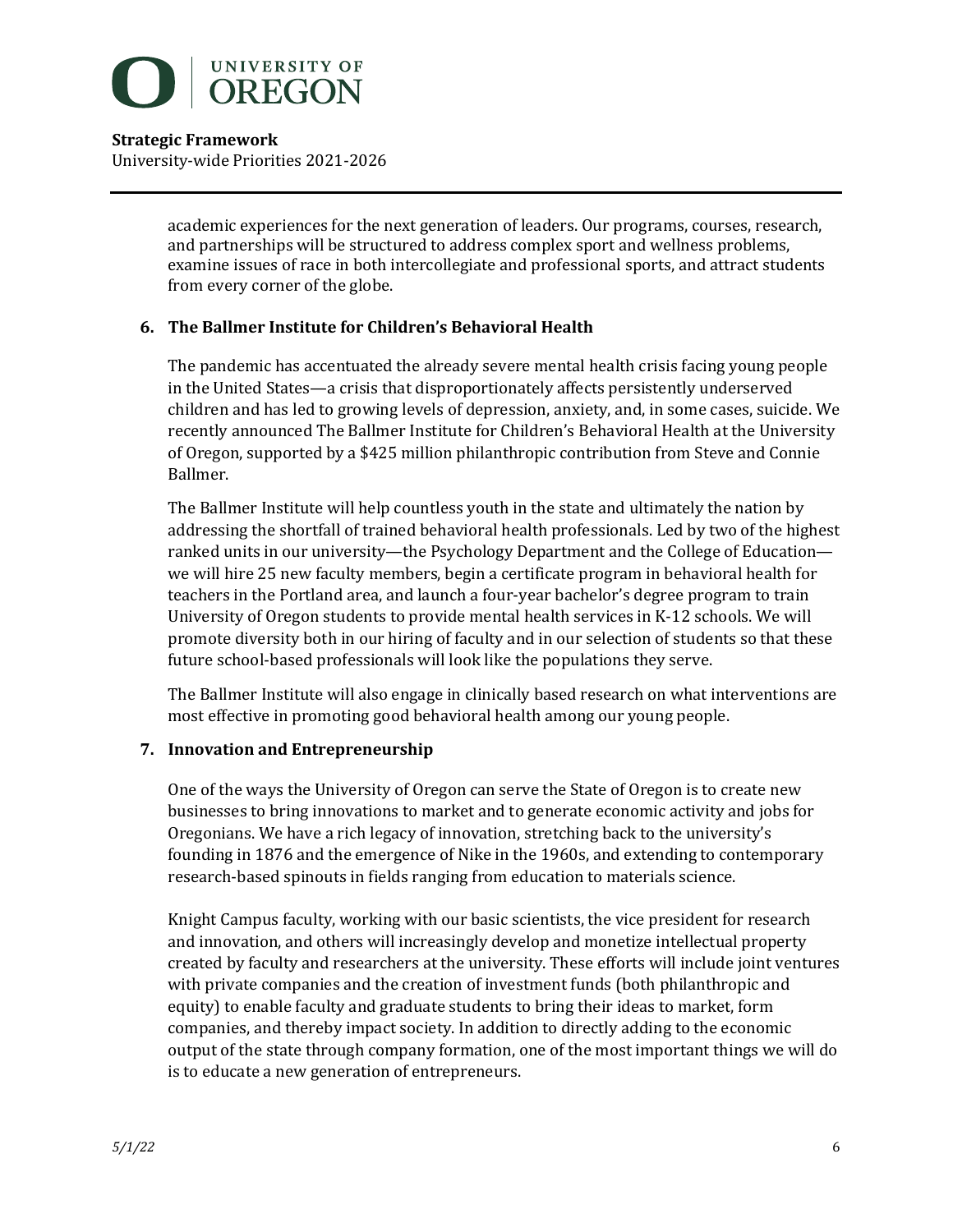academic experiences for the next generation of leaders. Our programs, courses, research, and partnerships will be structured to address complex sport and wellness problems, examine issues of race in both intercollegiate and professional sports, and attract students from every corner of the globe.

### 6. The Ballmer Institute for Children's Behavioral Health

The pandemic has accentuated the already severe mental health crisis facing young people in the United States—a crisis that disproportionately affects persistently underserved children and has led to growing levels of depression, anxiety, and, in some cases, suicide. We recently announced The Ballmer Institute for Children's Behavioral Health at the University of Oregon, supported by a $425 million philanthropic contribution from Steve and Connie Ballmer.

The Ballmer Institute will help countless youth in the state and ultimately the nation by addressing the shortfall of trained behavioral health professionals. Led by two of the highest ranked units in our university—the Psychology Department and the College of Education—we will hire 25 new faculty members, begin a certificate program in behavioral health for teachers in the Portland area, and launch a four-year bachelor's degree program to train University of Oregon students to provide mental health services in K-12 schools. We will promote diversity both in our hiring of faculty and in our selection of students so that these future school-based professionals will look like the populations they serve.

The Ballmer Institute will also engage in clinically based research on what interventions are most effective in promoting good behavioral health among our young people.

### 7. Innovation and Entrepreneurship

One of the ways the University of Oregon can serve the State of Oregon is to create new businesses to bring innovations to market and to generate economic activity and jobs for Oregonians. We have a rich legacy of innovation, stretching back to the university's founding in 1876 and the emergence of Nike in the 1960s, and extending to contemporary research-based spinouts in fields ranging from education to materials science.

Knight Campus faculty, working with our basic scientists, the vice president for research and innovation, and others will increasingly develop and monetize intellectual property created by faculty and researchers at the university. These efforts will include joint ventures with private companies and the creation of investment funds (both philanthropic and equity) to enable faculty and graduate students to bring their ideas to market, form companies, and thereby impact society. In addition to directly adding to the economic output of the state through company formation, one of the most important things we will do is to educate a new generation of entrepreneurs.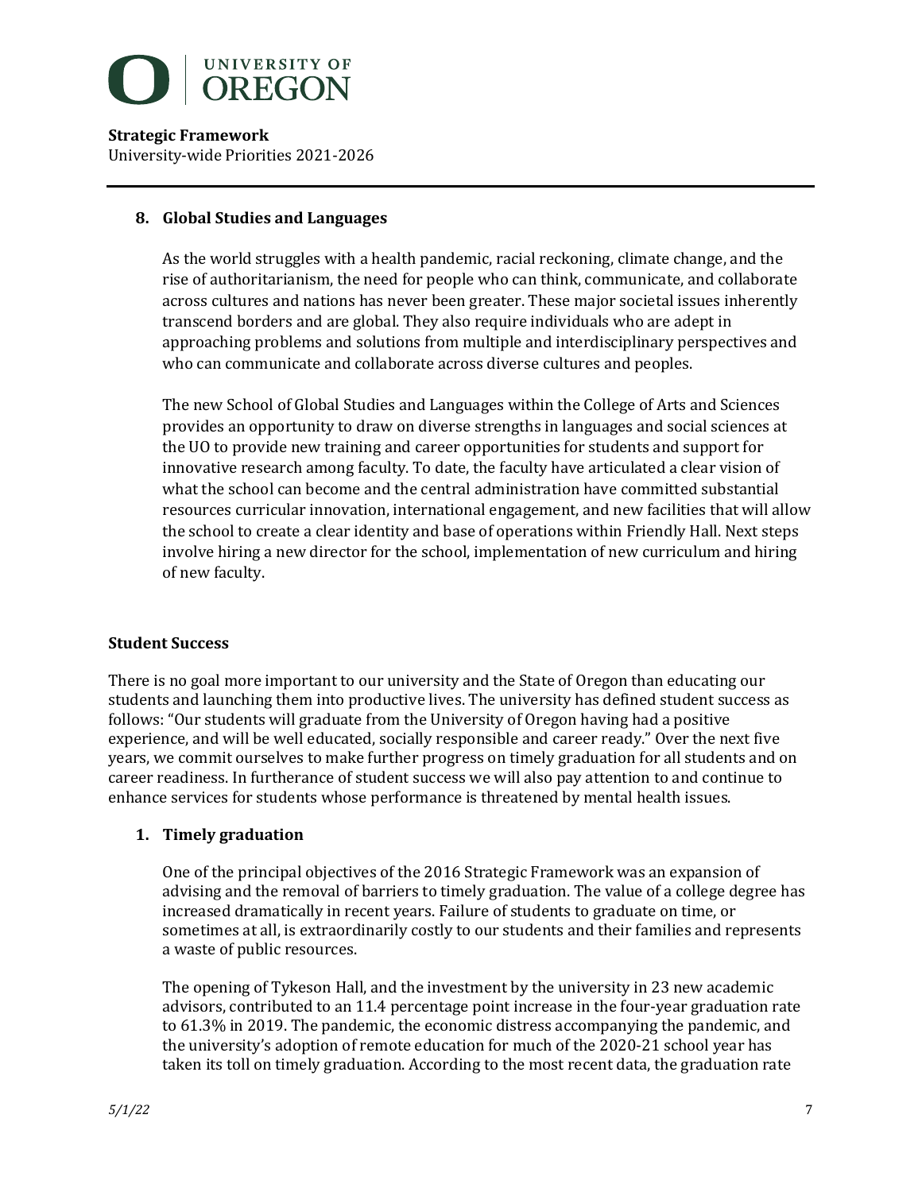8. **Global Studies and Languages**

   As the world struggles with a health pandemic, racial reckoning, climate change, and the rise of authoritarianism, the need for people who can think, communicate, and collaborate across cultures and nations has never been greater. These major societal issues inherently transcend borders and are global. They also require individuals who are adept in approaching problems and solutions from multiple and interdisciplinary perspectives and who can communicate and collaborate across diverse cultures and peoples.

   The new School of Global Studies and Languages within the College of Arts and Sciences provides an opportunity to draw on diverse strengths in languages and social sciences at the UO to provide new training and career opportunities for students and support for innovative research among faculty. To date, the faculty have articulated a clear vision of what the school can become and the central administration have committed substantial resources curricular innovation, international engagement, and new facilities that will allow the school to create a clear identity and base of operations within Friendly Hall. Next steps involve hiring a new director for the school, implementation of new curriculum and hiring of new faculty.

## Student Success

There is no goal more important to our university and the State of Oregon than educating our students and launching them into productive lives. The university has defined student success as follows: "Our students will graduate from the University of Oregon having had a positive experience, and will be well educated, socially responsible and career ready." Over the next five years, we commit ourselves to make further progress on timely graduation for all students and on career readiness. In furtherance of student success we will also pay attention to and continue to enhance services for students whose performance is threatened by mental health issues.

1. **Timely graduation**

   One of the principal objectives of the 2016 Strategic Framework was an expansion of advising and the removal of barriers to timely graduation. The value of a college degree has increased dramatically in recent years. Failure of students to graduate on time, or sometimes at all, is extraordinarily costly to our students and their families and represents a waste of public resources.

   The opening of Tykeson Hall, and the investment by the university in 23 new academic advisors, contributed to an 11.4 percentage point increase in the four-year graduation rate to 61.3% in 2019. The pandemic, the economic distress accompanying the pandemic, and the university's adoption of remote education for much of the 2020-21 school year has taken its toll on timely graduation. According to the most recent data, the graduation rate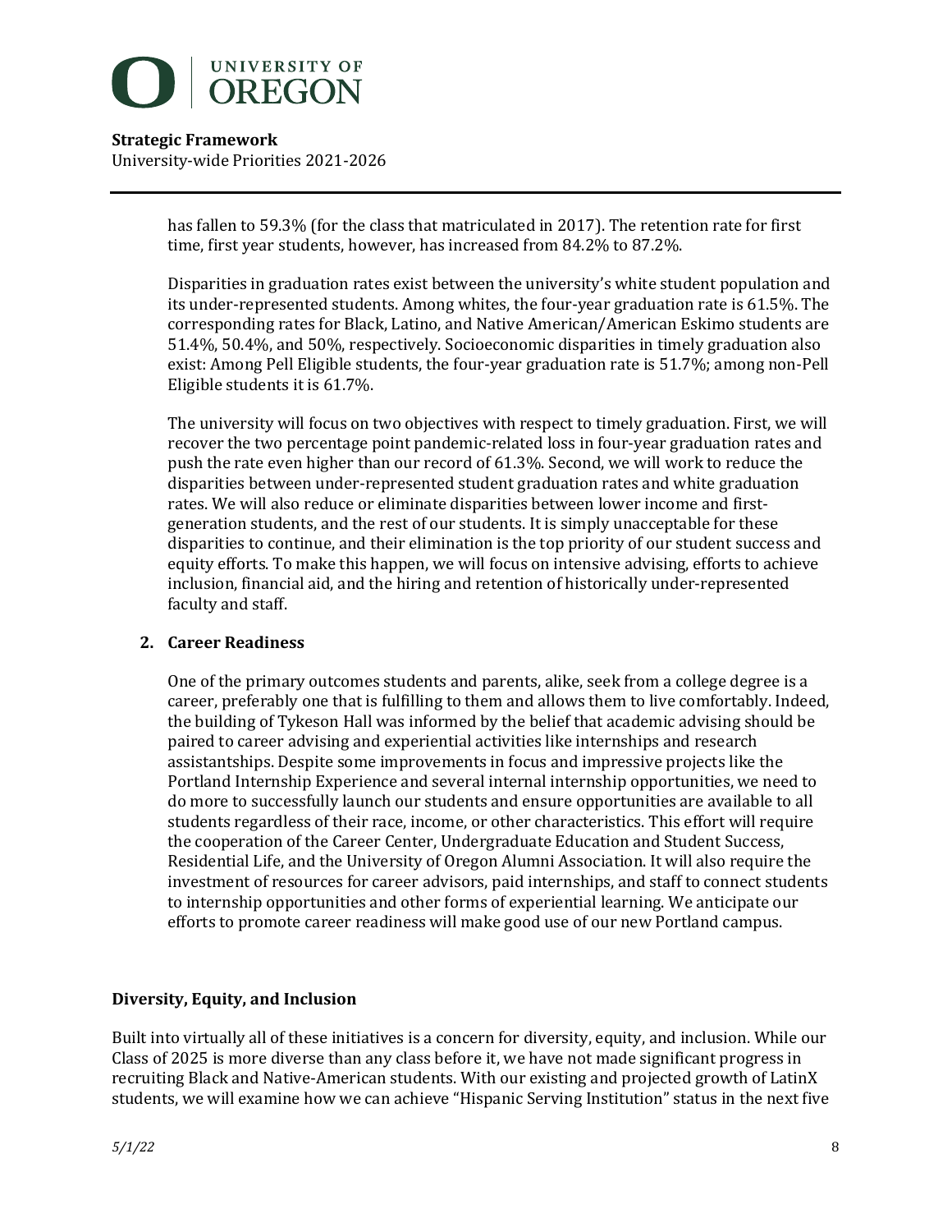has fallen to 59.3% (for the class that matriculated in 2017). The retention rate for first time, first year students, however, has increased from 84.2% to 87.2%.

Disparities in graduation rates exist between the university's white student population and its under-represented students. Among whites, the four-year graduation rate is 61.5%. The corresponding rates for Black, Latino, and Native American/American Eskimo students are 51.4%, 50.4%, and 50%, respectively. Socioeconomic disparities in timely graduation also exist: Among Pell Eligible students, the four-year graduation rate is 51.7%; among non-Pell Eligible students it is 61.7%.

The university will focus on two objectives with respect to timely graduation. First, we will recover the two percentage point pandemic-related loss in four-year graduation rates and push the rate even higher than our record of 61.3%. Second, we will work to reduce the disparities between under-represented student graduation rates and white graduation rates. We will also reduce or eliminate disparities between lower income and first-generation students, and the rest of our students. It is simply unacceptable for these disparities to continue, and their elimination is the top priority of our student success and equity efforts. To make this happen, we will focus on intensive advising, efforts to achieve inclusion, financial aid, and the hiring and retention of historically under-represented faculty and staff.

**2. Career Readiness**

One of the primary outcomes students and parents, alike, seek from a college degree is a career, preferably one that is fulfilling to them and allows them to live comfortably. Indeed, the building of Tykeson Hall was informed by the belief that academic advising should be paired to career advising and experiential activities like internships and research assistantships. Despite some improvements in focus and impressive projects like the Portland Internship Experience and several internal internship opportunities, we need to do more to successfully launch our students and ensure opportunities are available to all students regardless of their race, income, or other characteristics. This effort will require the cooperation of the Career Center, Undergraduate Education and Student Success, Residential Life, and the University of Oregon Alumni Association. It will also require the investment of resources for career advisors, paid internships, and staff to connect students to internship opportunities and other forms of experiential learning. We anticipate our efforts to promote career readiness will make good use of our new Portland campus.

## Diversity, Equity, and Inclusion

Built into virtually all of these initiatives is a concern for diversity, equity, and inclusion. While our Class of 2025 is more diverse than any class before it, we have not made significant progress in recruiting Black and Native-American students. With our existing and projected growth of LatinX students, we will examine how we can achieve "Hispanic Serving Institution" status in the next five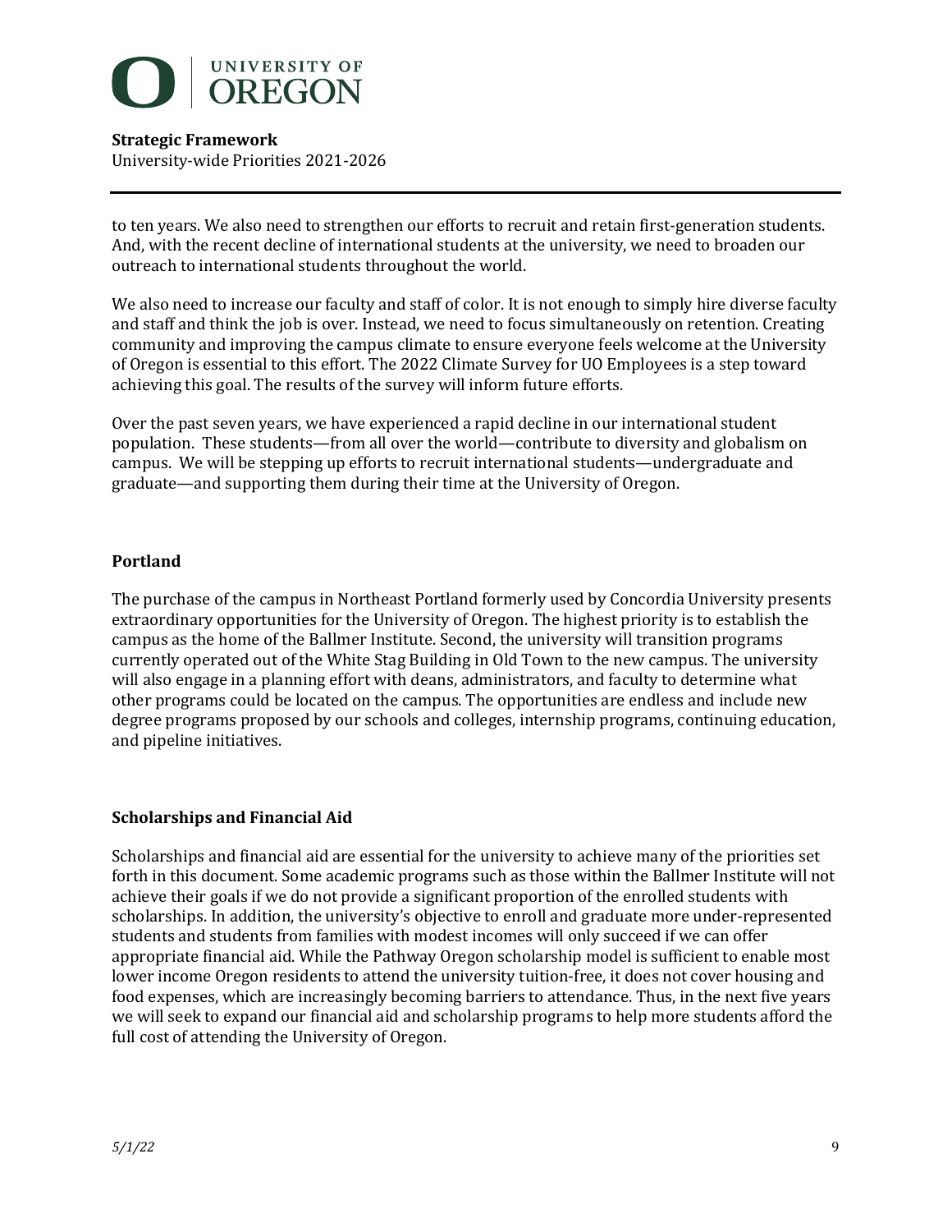to ten years. We also need to strengthen our efforts to recruit and retain first-generation students. And, with the recent decline of international students at the university, we need to broaden our outreach to international students throughout the world.

We also need to increase our faculty and staff of color. It is not enough to simply hire diverse faculty and staff and think the job is over. Instead, we need to focus simultaneously on retention. Creating community and improving the campus climate to ensure everyone feels welcome at the University of Oregon is essential to this effort. The 2022 Climate Survey for UO Employees is a step toward achieving this goal. The results of the survey will inform future efforts.

Over the past seven years, we have experienced a rapid decline in our international student population. These students—from all over the world—contribute to diversity and globalism on campus. We will be stepping up efforts to recruit international students—undergraduate and graduate—and supporting them during their time at the University of Oregon.

**Portland**

The purchase of the campus in Northeast Portland formerly used by Concordia University presents extraordinary opportunities for the University of Oregon. The highest priority is to establish the campus as the home of the Ballmer Institute. Second, the university will transition programs currently operated out of the White Stag Building in Old Town to the new campus. The university will also engage in a planning effort with deans, administrators, and faculty to determine what other programs could be located on the campus. The opportunities are endless and include new degree programs proposed by our schools and colleges, internship programs, continuing education, and pipeline initiatives.

**Scholarships and Financial Aid**

Scholarships and financial aid are essential for the university to achieve many of the priorities set forth in this document. Some academic programs such as those within the Ballmer Institute will not achieve their goals if we do not provide a significant proportion of the enrolled students with scholarships. In addition, the university's objective to enroll and graduate more under-represented students and students from families with modest incomes will only succeed if we can offer appropriate financial aid. While the Pathway Oregon scholarship model is sufficient to enable most lower income Oregon residents to attend the university tuition-free, it does not cover housing and food expenses, which are increasingly becoming barriers to attendance. Thus, in the next five years we will seek to expand our financial aid and scholarship programs to help more students afford the full cost of attending the University of Oregon.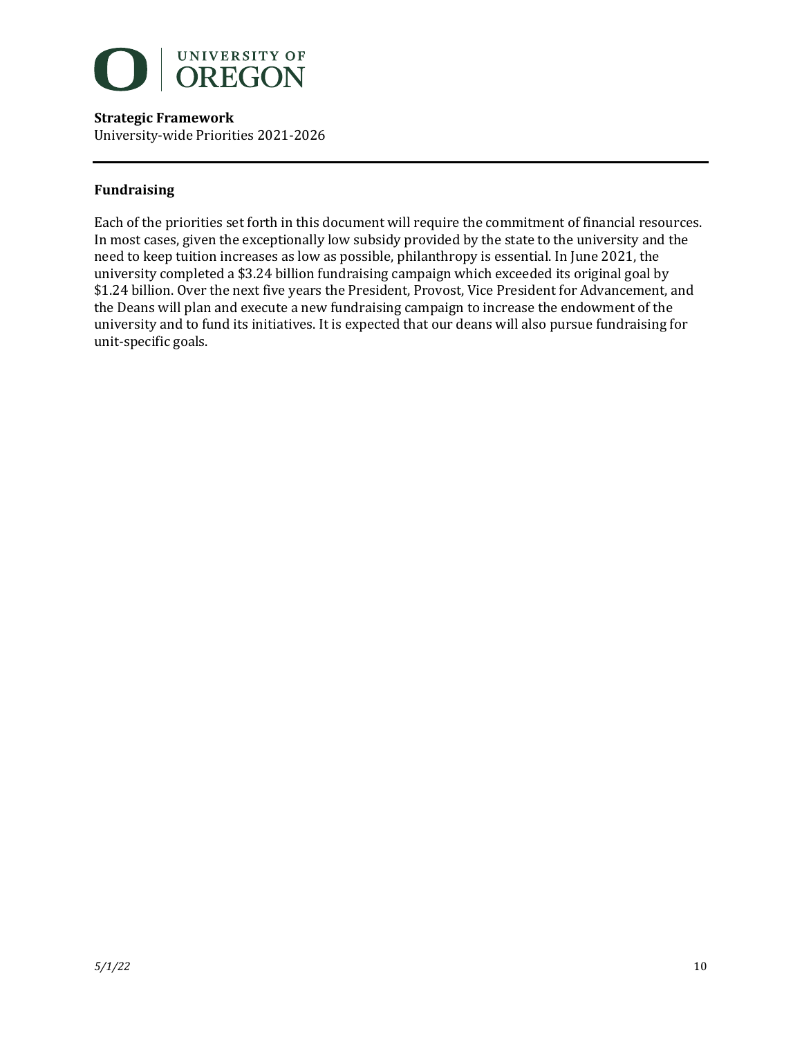## Fundraising

Each of the priorities set forth in this document will require the commitment of financial resources. In most cases, given the exceptionally low subsidy provided by the state to the university and the need to keep tuition increases as low as possible, philanthropy is essential. In June 2021, the university completed a $3.24 billion fundraising campaign which exceeded its original goal by $1.24 billion. Over the next five years the President, Provost, Vice President for Advancement, and the Deans will plan and execute a new fundraising campaign to increase the endowment of the university and to fund its initiatives. It is expected that our deans will also pursue fundraising for unit-specific goals.